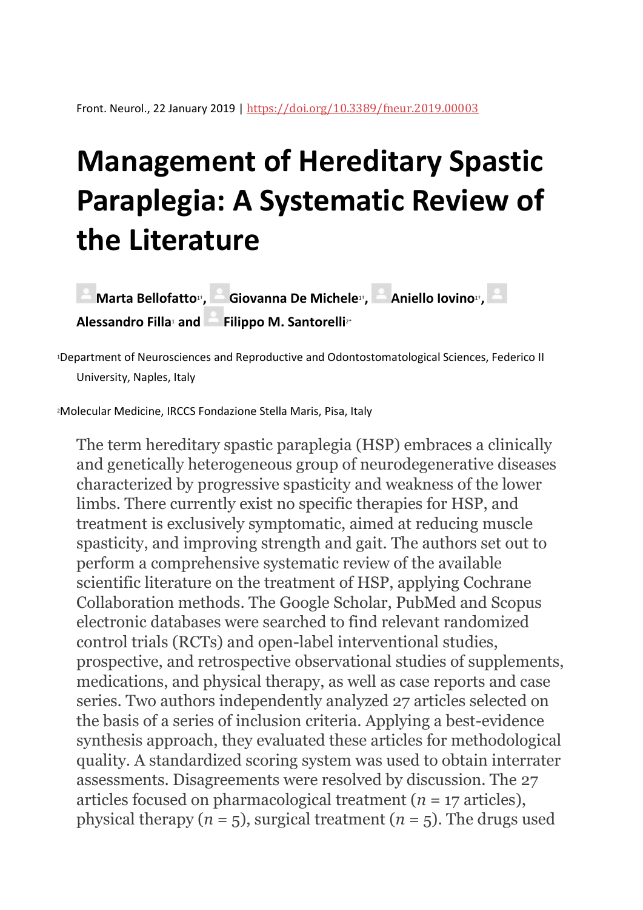Front. Neurol., 22 January 2019 | https://doi.org/10.3389/fneur.2019.00003

# Management of Hereditary Spastic Paraplegia: A Systematic Review of the Literature

**Marta Bellofatto**[1†], **Giovanna De Michele**[1†], **Aniello Iovino**[1†], **Alessandro Filla**[1] and **Filippo M. Santorelli**[2*]

[1]Department of Neurosciences and Reproductive and Odontostomatological Sciences, Federico II University, Naples, Italy

[2]Molecular Medicine, IRCCS Fondazione Stella Maris, Pisa, Italy

The term hereditary spastic paraplegia (HSP) embraces a clinically and genetically heterogeneous group of neurodegenerative diseases characterized by progressive spasticity and weakness of the lower limbs. There currently exist no specific therapies for HSP, and treatment is exclusively symptomatic, aimed at reducing muscle spasticity, and improving strength and gait. The authors set out to perform a comprehensive systematic review of the available scientific literature on the treatment of HSP, applying Cochrane Collaboration methods. The Google Scholar, PubMed and Scopus electronic databases were searched to find relevant randomized control trials (RCTs) and open-label interventional studies, prospective, and retrospective observational studies of supplements, medications, and physical therapy, as well as case reports and case series. Two authors independently analyzed 27 articles selected on the basis of a series of inclusion criteria. Applying a best-evidence synthesis approach, they evaluated these articles for methodological quality. A standardized scoring system was used to obtain interrater assessments. Disagreements were resolved by discussion. The 27 articles focused on pharmacological treatment (*n* = 17 articles), physical therapy (*n* = 5), surgical treatment (*n* = 5). The drugs used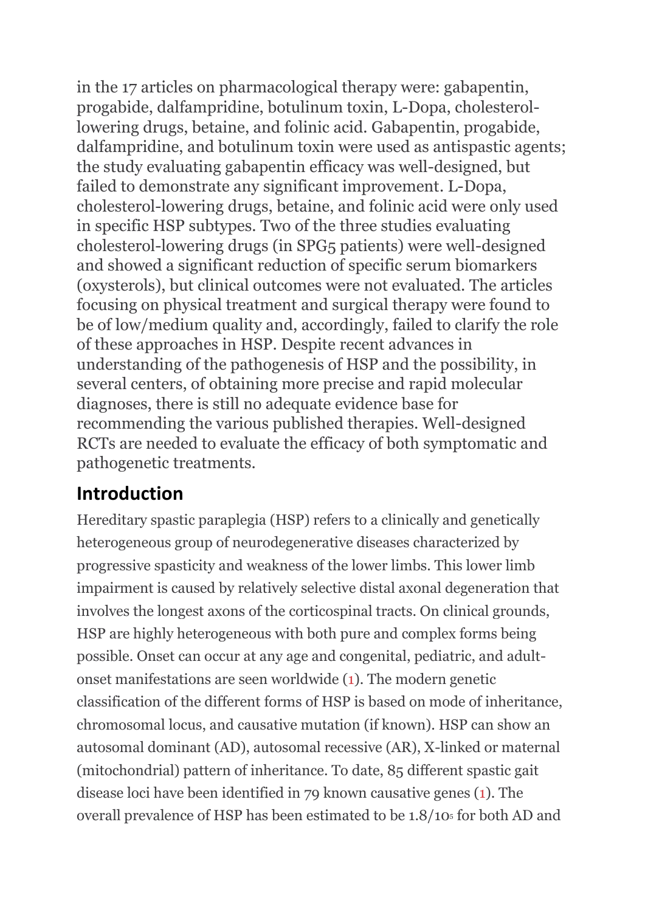in the 17 articles on pharmacological therapy were: gabapentin, progabide, dalfampridine, botulinum toxin, L-Dopa, cholesterol-lowering drugs, betaine, and folinic acid. Gabapentin, progabide, dalfampridine, and botulinum toxin were used as antispastic agents; the study evaluating gabapentin efficacy was well-designed, but failed to demonstrate any significant improvement. L-Dopa, cholesterol-lowering drugs, betaine, and folinic acid were only used in specific HSP subtypes. Two of the three studies evaluating cholesterol-lowering drugs (in SPG5 patients) were well-designed and showed a significant reduction of specific serum biomarkers (oxysterols), but clinical outcomes were not evaluated. The articles focusing on physical treatment and surgical therapy were found to be of low/medium quality and, accordingly, failed to clarify the role of these approaches in HSP. Despite recent advances in understanding of the pathogenesis of HSP and the possibility, in several centers, of obtaining more precise and rapid molecular diagnoses, there is still no adequate evidence base for recommending the various published therapies. Well-designed RCTs are needed to evaluate the efficacy of both symptomatic and pathogenetic treatments.

## Introduction

Hereditary spastic paraplegia (HSP) refers to a clinically and genetically heterogeneous group of neurodegenerative diseases characterized by progressive spasticity and weakness of the lower limbs. This lower limb impairment is caused by relatively selective distal axonal degeneration that involves the longest axons of the corticospinal tracts. On clinical grounds, HSP are highly heterogeneous with both pure and complex forms being possible. Onset can occur at any age and congenital, pediatric, and adult-onset manifestations are seen worldwide (1). The modern genetic classification of the different forms of HSP is based on mode of inheritance, chromosomal locus, and causative mutation (if known). HSP can show an autosomal dominant (AD), autosomal recessive (AR), X-linked or maternal (mitochondrial) pattern of inheritance. To date, 85 different spastic gait disease loci have been identified in 79 known causative genes (1). The overall prevalence of HSP has been estimated to be $1.8/10^5$ for both AD and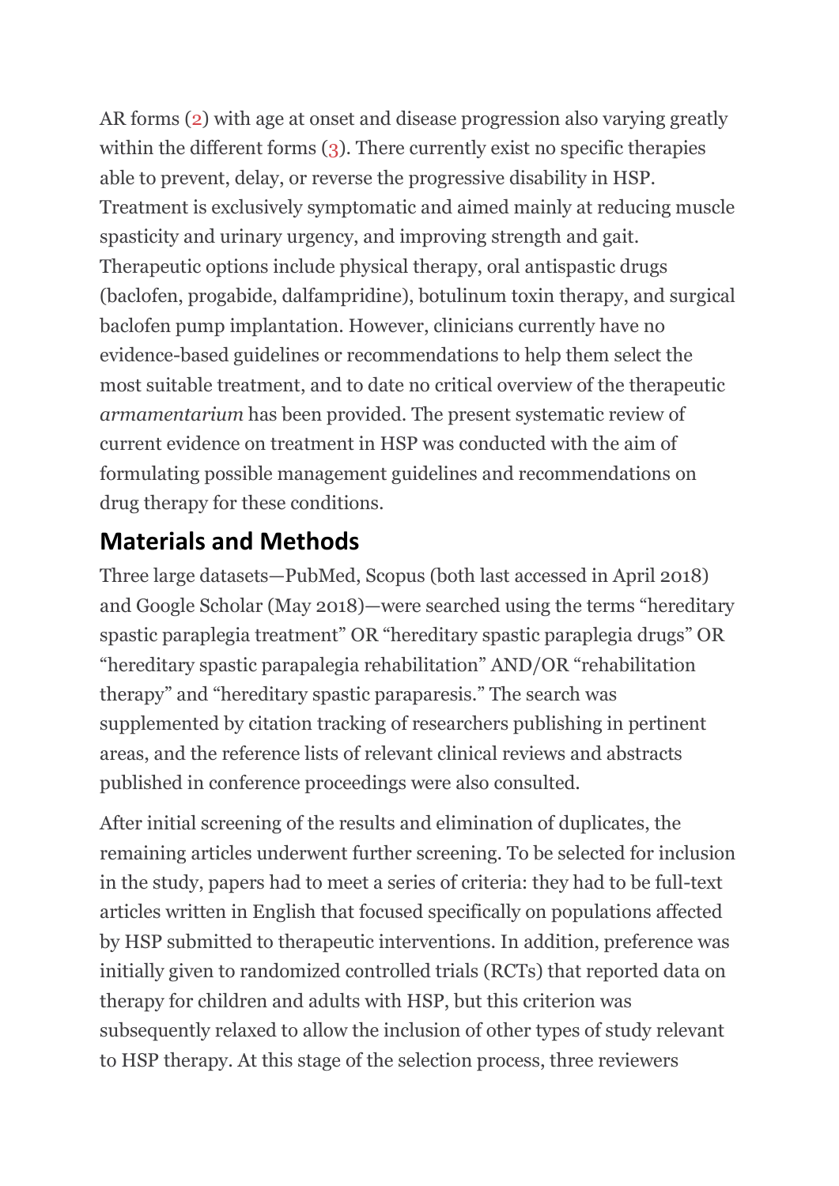AR forms (2) with age at onset and disease progression also varying greatly within the different forms (3). There currently exist no specific therapies able to prevent, delay, or reverse the progressive disability in HSP. Treatment is exclusively symptomatic and aimed mainly at reducing muscle spasticity and urinary urgency, and improving strength and gait. Therapeutic options include physical therapy, oral antispastic drugs (baclofen, progabide, dalfampridine), botulinum toxin therapy, and surgical baclofen pump implantation. However, clinicians currently have no evidence-based guidelines or recommendations to help them select the most suitable treatment, and to date no critical overview of the therapeutic *armamentarium* has been provided. The present systematic review of current evidence on treatment in HSP was conducted with the aim of formulating possible management guidelines and recommendations on drug therapy for these conditions.

## Materials and Methods

Three large datasets—PubMed, Scopus (both last accessed in April 2018) and Google Scholar (May 2018)—were searched using the terms "hereditary spastic paraplegia treatment" OR "hereditary spastic paraplegia drugs" OR "hereditary spastic parapalegia rehabilitation" AND/OR "rehabilitation therapy" and "hereditary spastic paraparesis." The search was supplemented by citation tracking of researchers publishing in pertinent areas, and the reference lists of relevant clinical reviews and abstracts published in conference proceedings were also consulted.

After initial screening of the results and elimination of duplicates, the remaining articles underwent further screening. To be selected for inclusion in the study, papers had to meet a series of criteria: they had to be full-text articles written in English that focused specifically on populations affected by HSP submitted to therapeutic interventions. In addition, preference was initially given to randomized controlled trials (RCTs) that reported data on therapy for children and adults with HSP, but this criterion was subsequently relaxed to allow the inclusion of other types of study relevant to HSP therapy. At this stage of the selection process, three reviewers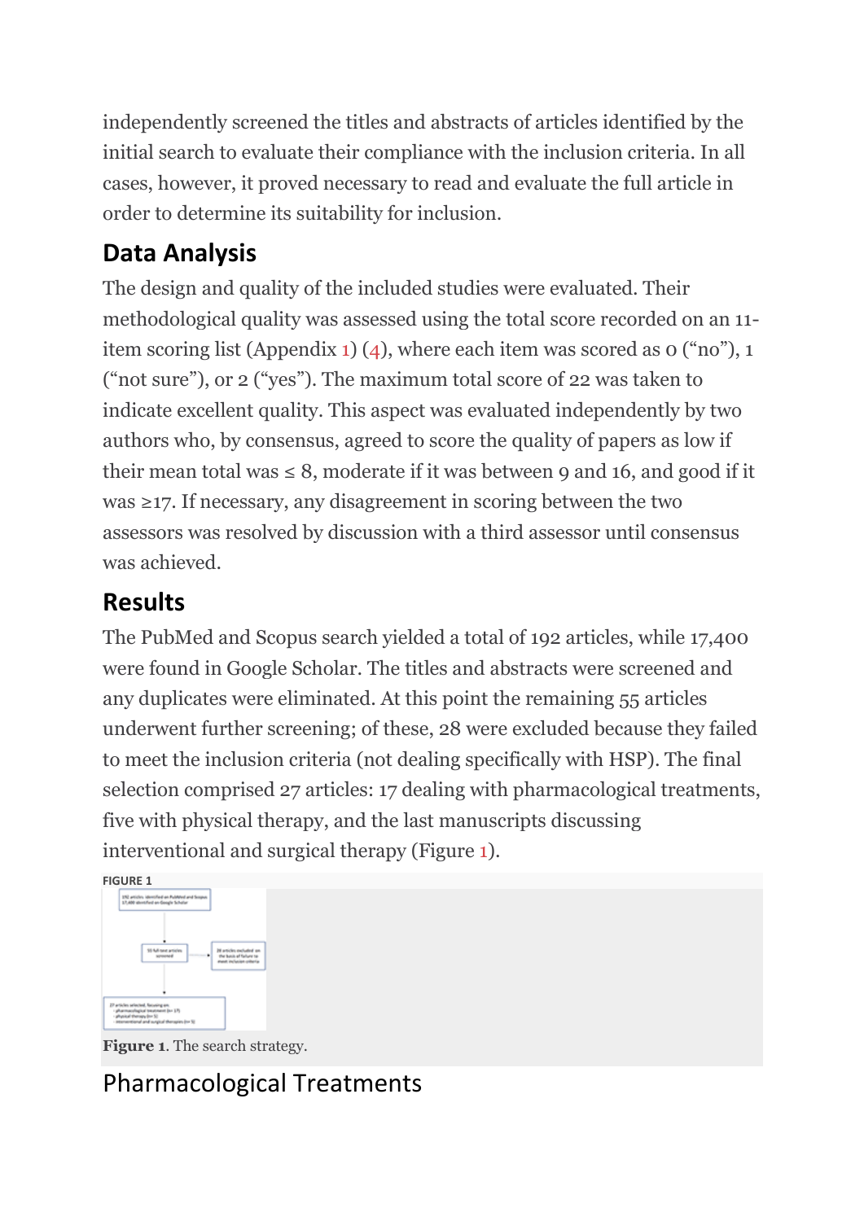independently screened the titles and abstracts of articles identified by the initial search to evaluate their compliance with the inclusion criteria. In all cases, however, it proved necessary to read and evaluate the full article in order to determine its suitability for inclusion.

## Data Analysis

The design and quality of the included studies were evaluated. Their methodological quality was assessed using the total score recorded on an 11-item scoring list (Appendix 1) (4), where each item was scored as 0 ("no"), 1 ("not sure"), or 2 ("yes"). The maximum total score of 22 was taken to indicate excellent quality. This aspect was evaluated independently by two authors who, by consensus, agreed to score the quality of papers as low if their mean total was ≤ 8, moderate if it was between 9 and 16, and good if it was ≥17. If necessary, any disagreement in scoring between the two assessors was resolved by discussion with a third assessor until consensus was achieved.

## Results

The PubMed and Scopus search yielded a total of 192 articles, while 17,400 were found in Google Scholar. The titles and abstracts were screened and any duplicates were eliminated. At this point the remaining 55 articles underwent further screening; of these, 28 were excluded because they failed to meet the inclusion criteria (not dealing specifically with HSP). The final selection comprised 27 articles: 17 dealing with pharmacological treatments, five with physical therapy, and the last manuscripts discussing interventional and surgical therapy (Figure 1).

FIGURE 1

**Figure 1**. The search strategy.

## Pharmacological Treatments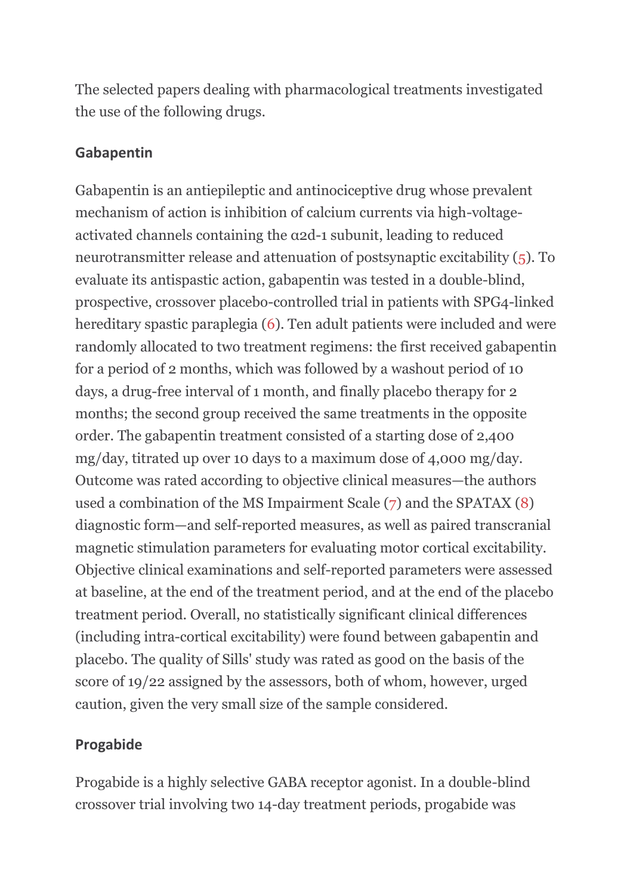The selected papers dealing with pharmacological treatments investigated the use of the following drugs.

### Gabapentin

Gabapentin is an antiepileptic and antinociceptive drug whose prevalent mechanism of action is inhibition of calcium currents via high-voltage-activated channels containing the α2d-1 subunit, leading to reduced neurotransmitter release and attenuation of postsynaptic excitability (5). To evaluate its antispastic action, gabapentin was tested in a double-blind, prospective, crossover placebo-controlled trial in patients with SPG4-linked hereditary spastic paraplegia (6). Ten adult patients were included and were randomly allocated to two treatment regimens: the first received gabapentin for a period of 2 months, which was followed by a washout period of 10 days, a drug-free interval of 1 month, and finally placebo therapy for 2 months; the second group received the same treatments in the opposite order. The gabapentin treatment consisted of a starting dose of 2,400 mg/day, titrated up over 10 days to a maximum dose of 4,000 mg/day. Outcome was rated according to objective clinical measures—the authors used a combination of the MS Impairment Scale (7) and the SPATAX (8) diagnostic form—and self-reported measures, as well as paired transcranial magnetic stimulation parameters for evaluating motor cortical excitability. Objective clinical examinations and self-reported parameters were assessed at baseline, at the end of the treatment period, and at the end of the placebo treatment period. Overall, no statistically significant clinical differences (including intra-cortical excitability) were found between gabapentin and placebo. The quality of Sills' study was rated as good on the basis of the score of 19/22 assigned by the assessors, both of whom, however, urged caution, given the very small size of the sample considered.

### Progabide

Progabide is a highly selective GABA receptor agonist. In a double-blind crossover trial involving two 14-day treatment periods, progabide was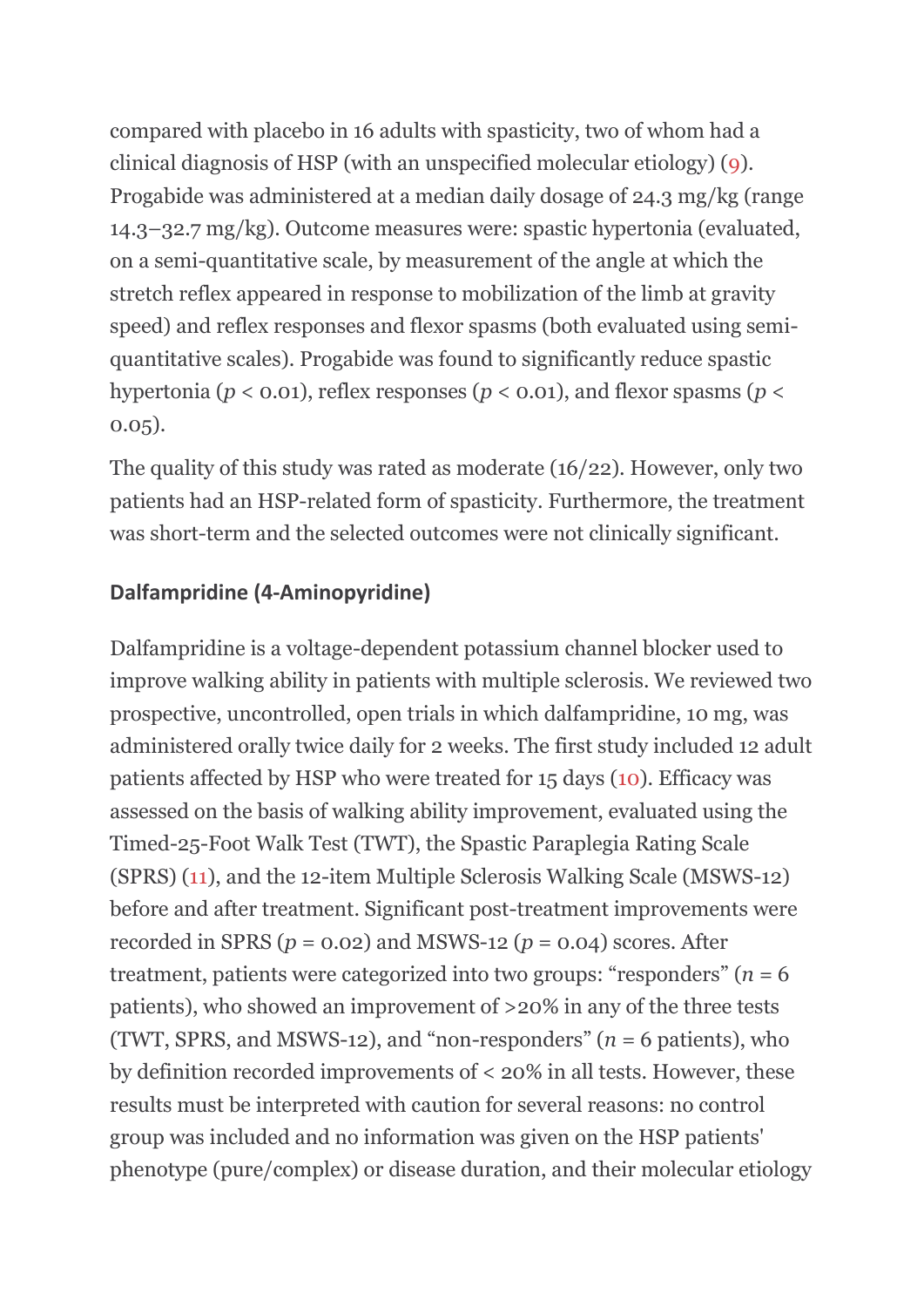compared with placebo in 16 adults with spasticity, two of whom had a clinical diagnosis of HSP (with an unspecified molecular etiology) (9). Progabide was administered at a median daily dosage of 24.3 mg/kg (range 14.3–32.7 mg/kg). Outcome measures were: spastic hypertonia (evaluated, on a semi-quantitative scale, by measurement of the angle at which the stretch reflex appeared in response to mobilization of the limb at gravity speed) and reflex responses and flexor spasms (both evaluated using semi-quantitative scales). Progabide was found to significantly reduce spastic hypertonia ($p < 0.01$), reflex responses ($p < 0.01$), and flexor spasms ($p < 0.05$).

The quality of this study was rated as moderate (16/22). However, only two patients had an HSP-related form of spasticity. Furthermore, the treatment was short-term and the selected outcomes were not clinically significant.

### Dalfampridine (4-Aminopyridine)

Dalfampridine is a voltage-dependent potassium channel blocker used to improve walking ability in patients with multiple sclerosis. We reviewed two prospective, uncontrolled, open trials in which dalfampridine, 10 mg, was administered orally twice daily for 2 weeks. The first study included 12 adult patients affected by HSP who were treated for 15 days (10). Efficacy was assessed on the basis of walking ability improvement, evaluated using the Timed-25-Foot Walk Test (TWT), the Spastic Paraplegia Rating Scale (SPRS) (11), and the 12-item Multiple Sclerosis Walking Scale (MSWS-12) before and after treatment. Significant post-treatment improvements were recorded in SPRS ($p = 0.02$) and MSWS-12 ($p = 0.04$) scores. After treatment, patients were categorized into two groups: "responders" ($n = 6$ patients), who showed an improvement of >20% in any of the three tests (TWT, SPRS, and MSWS-12), and "non-responders" ($n = 6$ patients), who by definition recorded improvements of < 20% in all tests. However, these results must be interpreted with caution for several reasons: no control group was included and no information was given on the HSP patients' phenotype (pure/complex) or disease duration, and their molecular etiology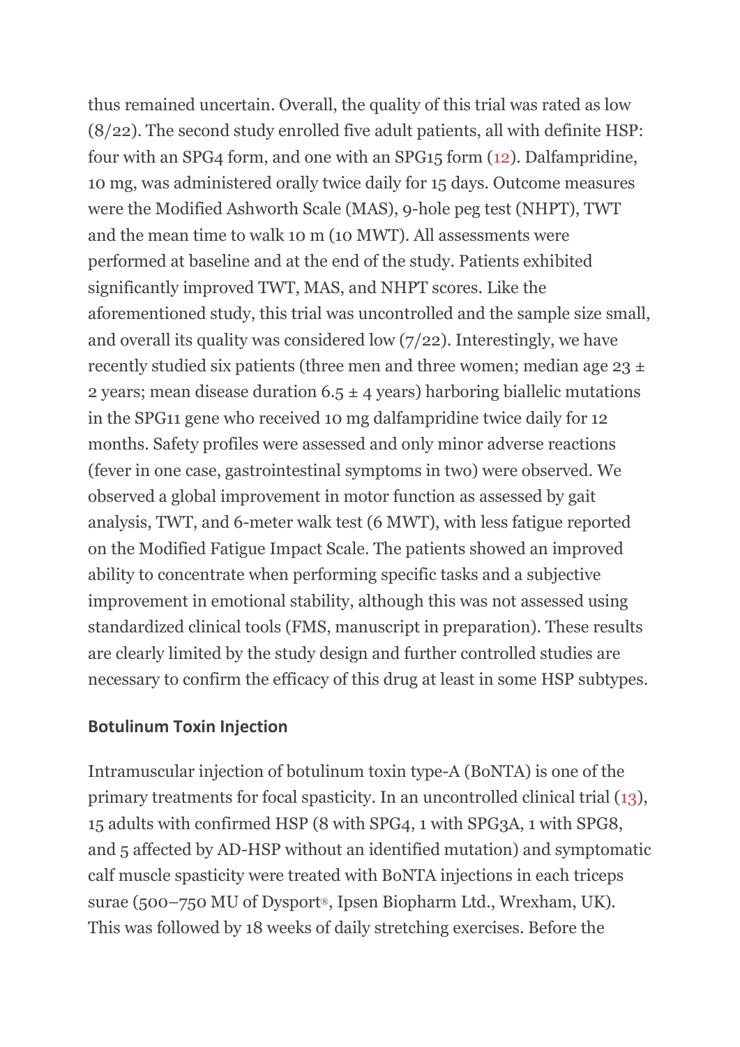thus remained uncertain. Overall, the quality of this trial was rated as low (8/22). The second study enrolled five adult patients, all with definite HSP: four with an SPG4 form, and one with an SPG15 form (12). Dalfampridine, 10 mg, was administered orally twice daily for 15 days. Outcome measures were the Modified Ashworth Scale (MAS), 9-hole peg test (NHPT), TWT and the mean time to walk 10 m (10 MWT). All assessments were performed at baseline and at the end of the study. Patients exhibited significantly improved TWT, MAS, and NHPT scores. Like the aforementioned study, this trial was uncontrolled and the sample size small, and overall its quality was considered low (7/22). Interestingly, we have recently studied six patients (three men and three women; median age 23 ± 2 years; mean disease duration 6.5 ± 4 years) harboring biallelic mutations in the SPG11 gene who received 10 mg dalfampridine twice daily for 12 months. Safety profiles were assessed and only minor adverse reactions (fever in one case, gastrointestinal symptoms in two) were observed. We observed a global improvement in motor function as assessed by gait analysis, TWT, and 6-meter walk test (6 MWT), with less fatigue reported on the Modified Fatigue Impact Scale. The patients showed an improved ability to concentrate when performing specific tasks and a subjective improvement in emotional stability, although this was not assessed using standardized clinical tools (FMS, manuscript in preparation). These results are clearly limited by the study design and further controlled studies are necessary to confirm the efficacy of this drug at least in some HSP subtypes.

## Botulinum Toxin Injection

Intramuscular injection of botulinum toxin type-A (BoNTA) is one of the primary treatments for focal spasticity. In an uncontrolled clinical trial (13), 15 adults with confirmed HSP (8 with SPG4, 1 with SPG3A, 1 with SPG8, and 5 affected by AD-HSP without an identified mutation) and symptomatic calf muscle spasticity were treated with BoNTA injections in each triceps surae (500–750 MU of Dysport®, Ipsen Biopharm Ltd., Wrexham, UK). This was followed by 18 weeks of daily stretching exercises. Before the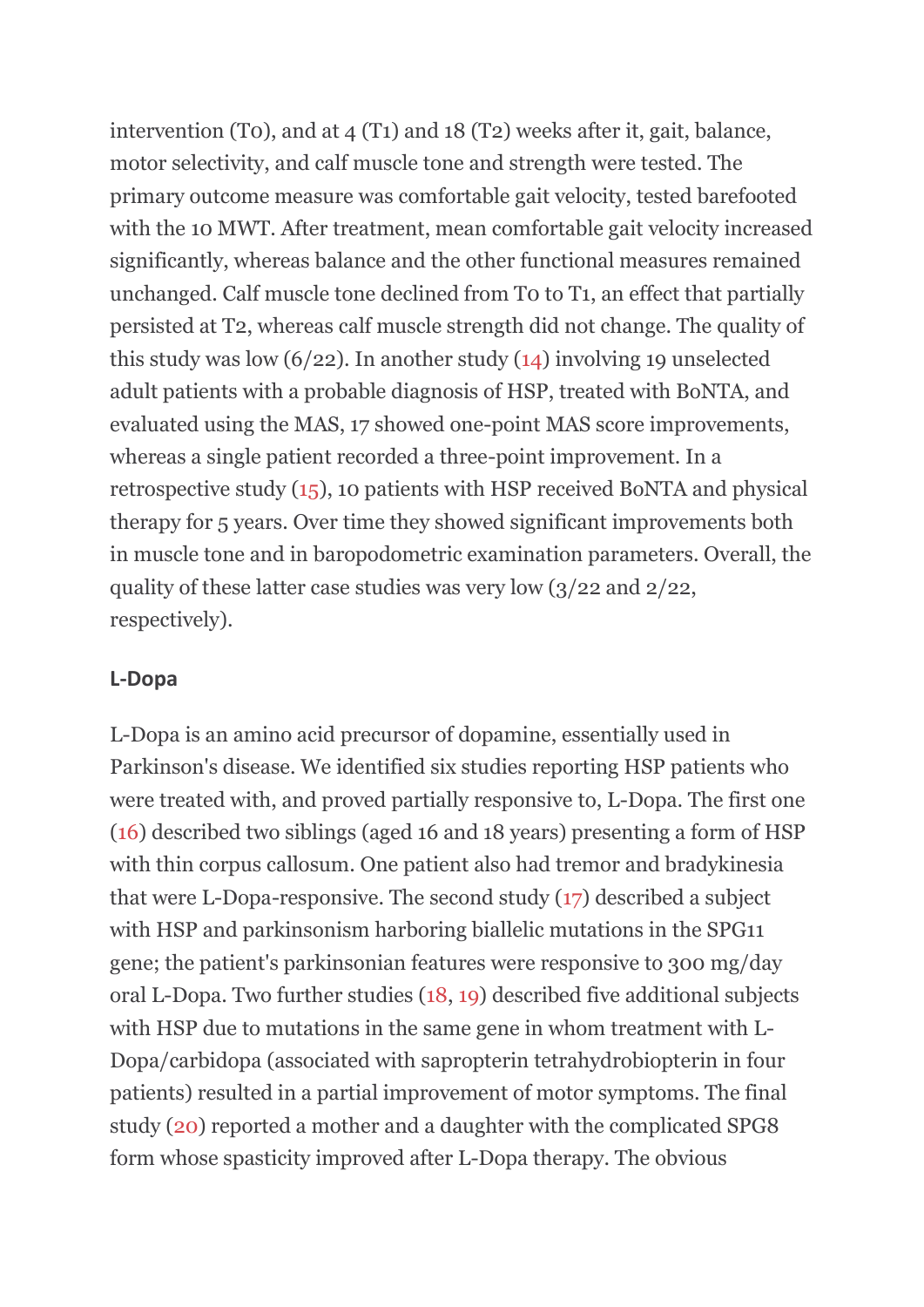intervention (T0), and at 4 (T1) and 18 (T2) weeks after it, gait, balance, motor selectivity, and calf muscle tone and strength were tested. The primary outcome measure was comfortable gait velocity, tested barefooted with the 10 MWT. After treatment, mean comfortable gait velocity increased significantly, whereas balance and the other functional measures remained unchanged. Calf muscle tone declined from T0 to T1, an effect that partially persisted at T2, whereas calf muscle strength did not change. The quality of this study was low (6/22). In another study (14) involving 19 unselected adult patients with a probable diagnosis of HSP, treated with BoNTA, and evaluated using the MAS, 17 showed one-point MAS score improvements, whereas a single patient recorded a three-point improvement. In a retrospective study (15), 10 patients with HSP received BoNTA and physical therapy for 5 years. Over time they showed significant improvements both in muscle tone and in baropodometric examination parameters. Overall, the quality of these latter case studies was very low (3/22 and 2/22, respectively).

### L-Dopa

L-Dopa is an amino acid precursor of dopamine, essentially used in Parkinson's disease. We identified six studies reporting HSP patients who were treated with, and proved partially responsive to, L-Dopa. The first one (16) described two siblings (aged 16 and 18 years) presenting a form of HSP with thin corpus callosum. One patient also had tremor and bradykinesia that were L-Dopa-responsive. The second study (17) described a subject with HSP and parkinsonism harboring biallelic mutations in the SPG11 gene; the patient's parkinsonian features were responsive to 300 mg/day oral L-Dopa. Two further studies (18, 19) described five additional subjects with HSP due to mutations in the same gene in whom treatment with L-Dopa/carbidopa (associated with sapropterin tetrahydrobiopterin in four patients) resulted in a partial improvement of motor symptoms. The final study (20) reported a mother and a daughter with the complicated SPG8 form whose spasticity improved after L-Dopa therapy. The obvious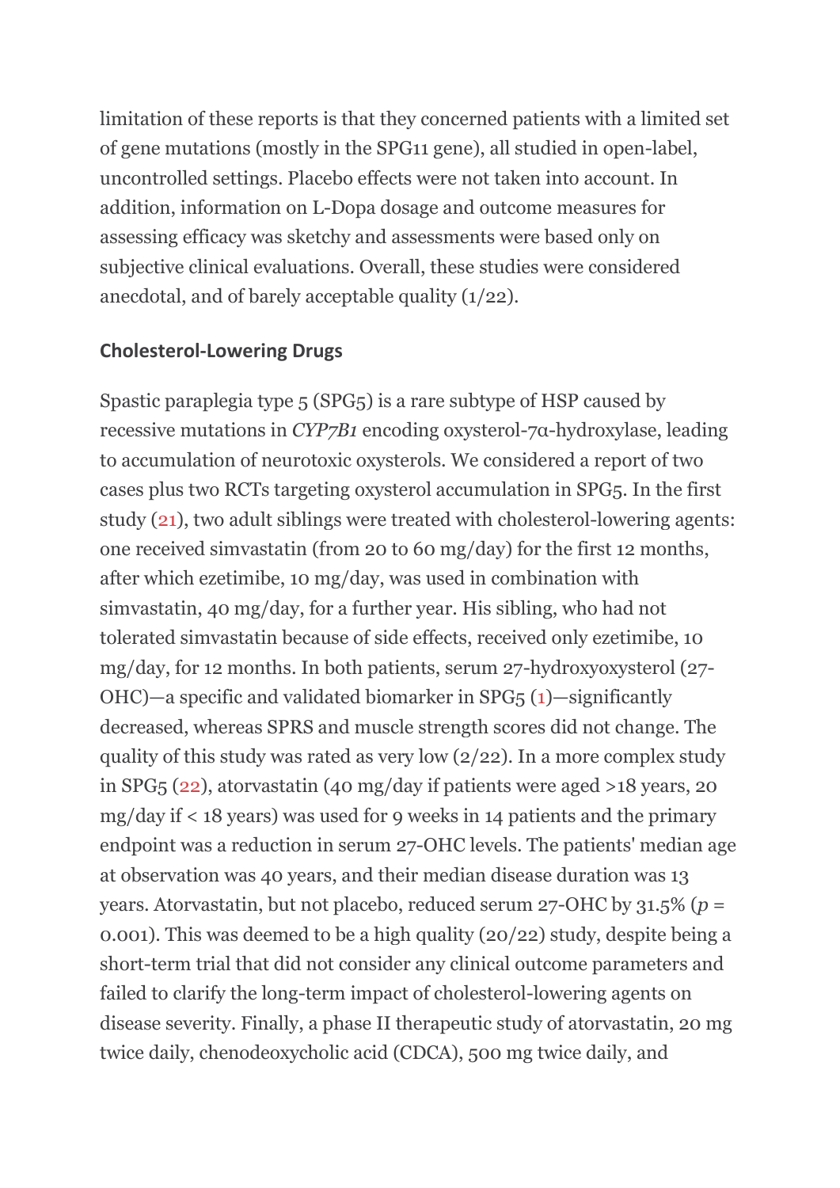limitation of these reports is that they concerned patients with a limited set of gene mutations (mostly in the SPG11 gene), all studied in open-label, uncontrolled settings. Placebo effects were not taken into account. In addition, information on L-Dopa dosage and outcome measures for assessing efficacy was sketchy and assessments were based only on subjective clinical evaluations. Overall, these studies were considered anecdotal, and of barely acceptable quality (1/22).

### Cholesterol-Lowering Drugs

Spastic paraplegia type 5 (SPG5) is a rare subtype of HSP caused by recessive mutations in *CYP7B1* encoding oxysterol-7α-hydroxylase, leading to accumulation of neurotoxic oxysterols. We considered a report of two cases plus two RCTs targeting oxysterol accumulation in SPG5. In the first study (21), two adult siblings were treated with cholesterol-lowering agents: one received simvastatin (from 20 to 60 mg/day) for the first 12 months, after which ezetimibe, 10 mg/day, was used in combination with simvastatin, 40 mg/day, for a further year. His sibling, who had not tolerated simvastatin because of side effects, received only ezetimibe, 10 mg/day, for 12 months. In both patients, serum 27-hydroxyoxysterol (27-OHC)—a specific and validated biomarker in SPG5 (1)—significantly decreased, whereas SPRS and muscle strength scores did not change. The quality of this study was rated as very low (2/22). In a more complex study in SPG5 (22), atorvastatin (40 mg/day if patients were aged >18 years, 20 mg/day if < 18 years) was used for 9 weeks in 14 patients and the primary endpoint was a reduction in serum 27-OHC levels. The patients' median age at observation was 40 years, and their median disease duration was 13 years. Atorvastatin, but not placebo, reduced serum 27-OHC by 31.5% ($p = 0.001$). This was deemed to be a high quality (20/22) study, despite being a short-term trial that did not consider any clinical outcome parameters and failed to clarify the long-term impact of cholesterol-lowering agents on disease severity. Finally, a phase II therapeutic study of atorvastatin, 20 mg twice daily, chenodeoxycholic acid (CDCA), 500 mg twice daily, and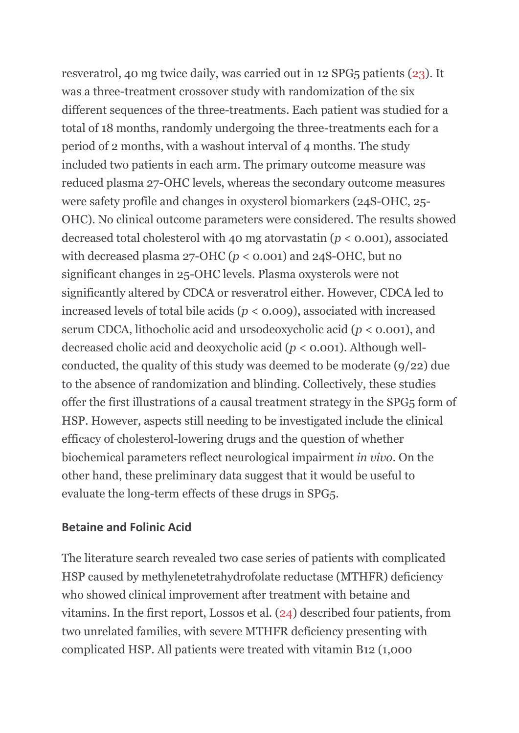resveratrol, 40 mg twice daily, was carried out in 12 SPG5 patients (23). It was a three-treatment crossover study with randomization of the six different sequences of the three-treatments. Each patient was studied for a total of 18 months, randomly undergoing the three-treatments each for a period of 2 months, with a washout interval of 4 months. The study included two patients in each arm. The primary outcome measure was reduced plasma 27-OHC levels, whereas the secondary outcome measures were safety profile and changes in oxysterol biomarkers (24S-OHC, 25-OHC). No clinical outcome parameters were considered. The results showed decreased total cholesterol with 40 mg atorvastatin ($p < 0.001$), associated with decreased plasma 27-OHC ($p < 0.001$) and 24S-OHC, but no significant changes in 25-OHC levels. Plasma oxysterols were not significantly altered by CDCA or resveratrol either. However, CDCA led to increased levels of total bile acids ($p < 0.009$), associated with increased serum CDCA, lithocholic acid and ursodeoxycholic acid ($p < 0.001$), and decreased cholic acid and deoxycholic acid ($p < 0.001$). Although well-conducted, the quality of this study was deemed to be moderate (9/22) due to the absence of randomization and blinding. Collectively, these studies offer the first illustrations of a causal treatment strategy in the SPG5 form of HSP. However, aspects still needing to be investigated include the clinical efficacy of cholesterol-lowering drugs and the question of whether biochemical parameters reflect neurological impairment *in vivo*. On the other hand, these preliminary data suggest that it would be useful to evaluate the long-term effects of these drugs in SPG5.

### Betaine and Folinic Acid

The literature search revealed two case series of patients with complicated HSP caused by methylenetetrahydrofolate reductase (MTHFR) deficiency who showed clinical improvement after treatment with betaine and vitamins. In the first report, Lossos et al. (24) described four patients, from two unrelated families, with severe MTHFR deficiency presenting with complicated HSP. All patients were treated with vitamin B12 (1,000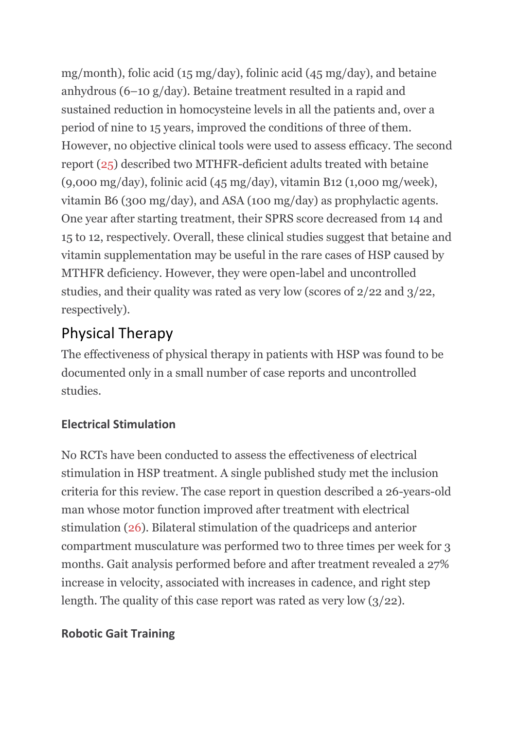mg/month), folic acid (15 mg/day), folinic acid (45 mg/day), and betaine anhydrous (6–10 g/day). Betaine treatment resulted in a rapid and sustained reduction in homocysteine levels in all the patients and, over a period of nine to 15 years, improved the conditions of three of them. However, no objective clinical tools were used to assess efficacy. The second report (25) described two MTHFR-deficient adults treated with betaine (9,000 mg/day), folinic acid (45 mg/day), vitamin B12 (1,000 mg/week), vitamin B6 (300 mg/day), and ASA (100 mg/day) as prophylactic agents. One year after starting treatment, their SPRS score decreased from 14 and 15 to 12, respectively. Overall, these clinical studies suggest that betaine and vitamin supplementation may be useful in the rare cases of HSP caused by MTHFR deficiency. However, they were open-label and uncontrolled studies, and their quality was rated as very low (scores of 2/22 and 3/22, respectively).

## Physical Therapy

The effectiveness of physical therapy in patients with HSP was found to be documented only in a small number of case reports and uncontrolled studies.

### Electrical Stimulation

No RCTs have been conducted to assess the effectiveness of electrical stimulation in HSP treatment. A single published study met the inclusion criteria for this review. The case report in question described a 26-years-old man whose motor function improved after treatment with electrical stimulation (26). Bilateral stimulation of the quadriceps and anterior compartment musculature was performed two to three times per week for 3 months. Gait analysis performed before and after treatment revealed a 27% increase in velocity, associated with increases in cadence, and right step length. The quality of this case report was rated as very low (3/22).

### Robotic Gait Training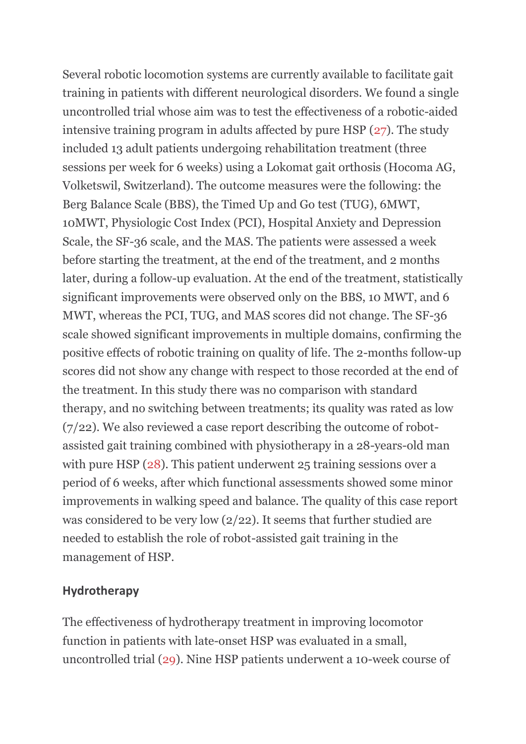Several robotic locomotion systems are currently available to facilitate gait training in patients with different neurological disorders. We found a single uncontrolled trial whose aim was to test the effectiveness of a robotic-aided intensive training program in adults affected by pure HSP (27). The study included 13 adult patients undergoing rehabilitation treatment (three sessions per week for 6 weeks) using a Lokomat gait orthosis (Hocoma AG, Volketswil, Switzerland). The outcome measures were the following: the Berg Balance Scale (BBS), the Timed Up and Go test (TUG), 6MWT, 10MWT, Physiologic Cost Index (PCI), Hospital Anxiety and Depression Scale, the SF-36 scale, and the MAS. The patients were assessed a week before starting the treatment, at the end of the treatment, and 2 months later, during a follow-up evaluation. At the end of the treatment, statistically significant improvements were observed only on the BBS, 10 MWT, and 6 MWT, whereas the PCI, TUG, and MAS scores did not change. The SF-36 scale showed significant improvements in multiple domains, confirming the positive effects of robotic training on quality of life. The 2-months follow-up scores did not show any change with respect to those recorded at the end of the treatment. In this study there was no comparison with standard therapy, and no switching between treatments; its quality was rated as low (7/22). We also reviewed a case report describing the outcome of robot-assisted gait training combined with physiotherapy in a 28-years-old man with pure HSP (28). This patient underwent 25 training sessions over a period of 6 weeks, after which functional assessments showed some minor improvements in walking speed and balance. The quality of this case report was considered to be very low (2/22). It seems that further studied are needed to establish the role of robot-assisted gait training in the management of HSP.

### Hydrotherapy

The effectiveness of hydrotherapy treatment in improving locomotor function in patients with late-onset HSP was evaluated in a small, uncontrolled trial (29). Nine HSP patients underwent a 10-week course of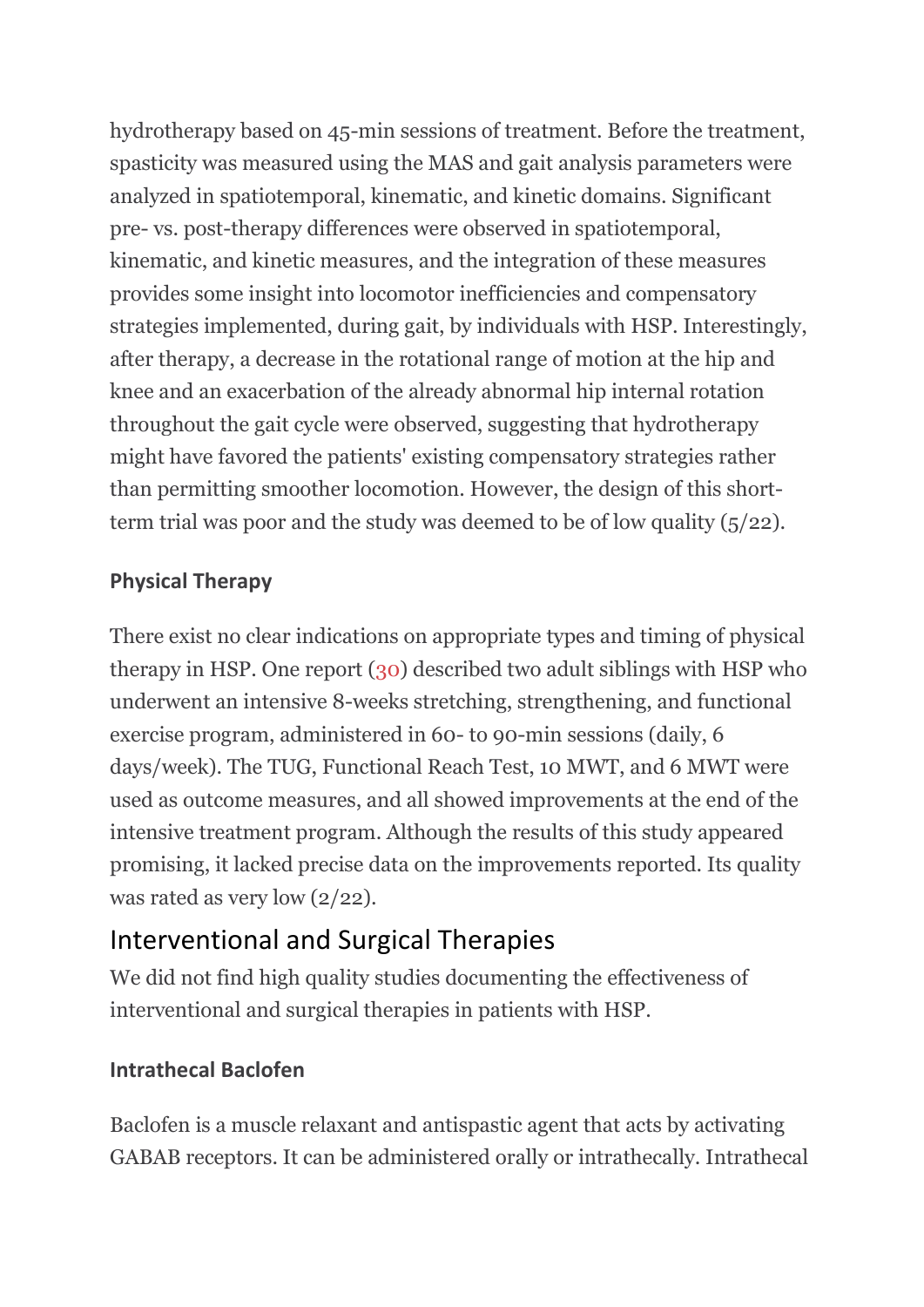hydrotherapy based on 45-min sessions of treatment. Before the treatment, spasticity was measured using the MAS and gait analysis parameters were analyzed in spatiotemporal, kinematic, and kinetic domains. Significant pre- vs. post-therapy differences were observed in spatiotemporal, kinematic, and kinetic measures, and the integration of these measures provides some insight into locomotor inefficiencies and compensatory strategies implemented, during gait, by individuals with HSP. Interestingly, after therapy, a decrease in the rotational range of motion at the hip and knee and an exacerbation of the already abnormal hip internal rotation throughout the gait cycle were observed, suggesting that hydrotherapy might have favored the patients' existing compensatory strategies rather than permitting smoother locomotion. However, the design of this short-term trial was poor and the study was deemed to be of low quality (5/22).

### Physical Therapy

There exist no clear indications on appropriate types and timing of physical therapy in HSP. One report (30) described two adult siblings with HSP who underwent an intensive 8-weeks stretching, strengthening, and functional exercise program, administered in 60- to 90-min sessions (daily, 6 days/week). The TUG, Functional Reach Test, 10 MWT, and 6 MWT were used as outcome measures, and all showed improvements at the end of the intensive treatment program. Although the results of this study appeared promising, it lacked precise data on the improvements reported. Its quality was rated as very low (2/22).

## Interventional and Surgical Therapies

We did not find high quality studies documenting the effectiveness of interventional and surgical therapies in patients with HSP.

### Intrathecal Baclofen

Baclofen is a muscle relaxant and antispastic agent that acts by activating GABAB receptors. It can be administered orally or intrathecally. Intrathecal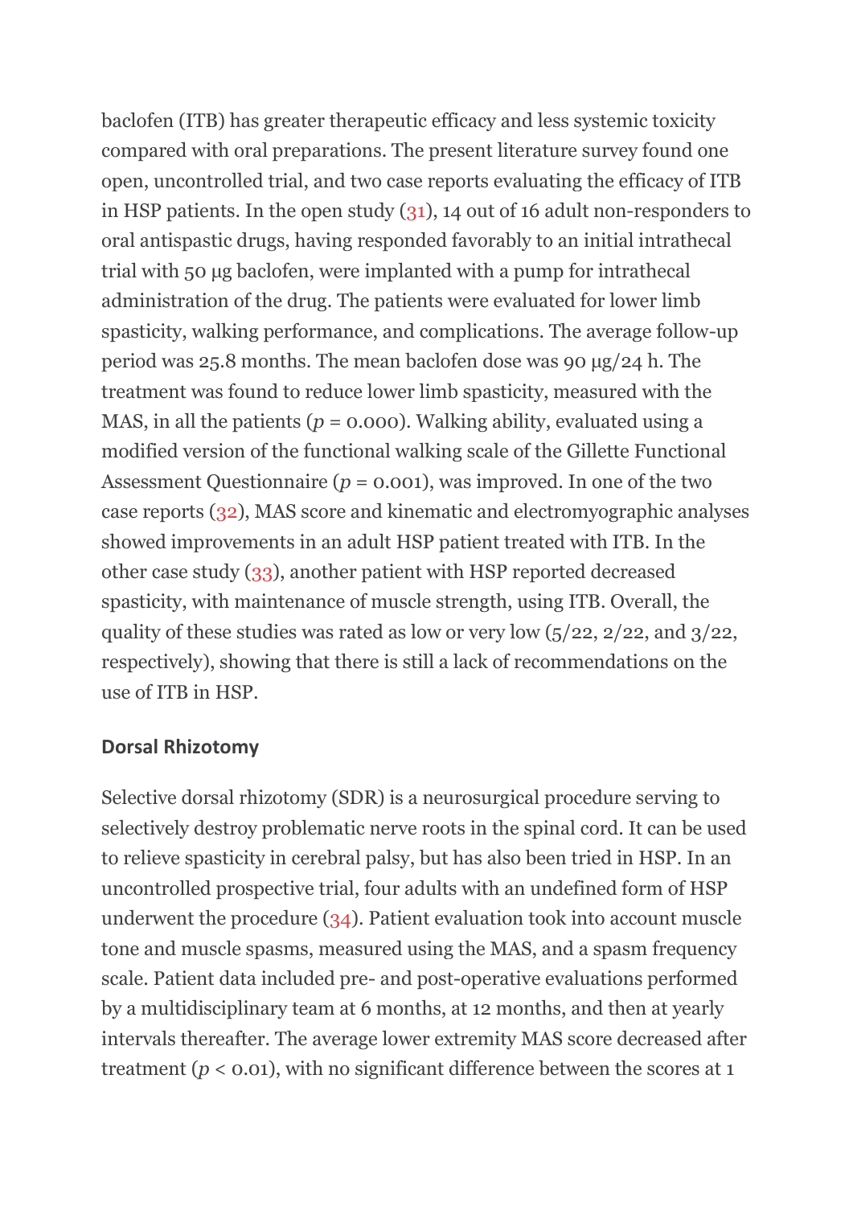baclofen (ITB) has greater therapeutic efficacy and less systemic toxicity compared with oral preparations. The present literature survey found one open, uncontrolled trial, and two case reports evaluating the efficacy of ITB in HSP patients. In the open study (31), 14 out of 16 adult non-responders to oral antispastic drugs, having responded favorably to an initial intrathecal trial with 50 μg baclofen, were implanted with a pump for intrathecal administration of the drug. The patients were evaluated for lower limb spasticity, walking performance, and complications. The average follow-up period was 25.8 months. The mean baclofen dose was 90 μg/24 h. The treatment was found to reduce lower limb spasticity, measured with the MAS, in all the patients ($p = 0.000$). Walking ability, evaluated using a modified version of the functional walking scale of the Gillette Functional Assessment Questionnaire ($p = 0.001$), was improved. In one of the two case reports (32), MAS score and kinematic and electromyographic analyses showed improvements in an adult HSP patient treated with ITB. In the other case study (33), another patient with HSP reported decreased spasticity, with maintenance of muscle strength, using ITB. Overall, the quality of these studies was rated as low or very low (5/22, 2/22, and 3/22, respectively), showing that there is still a lack of recommendations on the use of ITB in HSP.

## Dorsal Rhizotomy

Selective dorsal rhizotomy (SDR) is a neurosurgical procedure serving to selectively destroy problematic nerve roots in the spinal cord. It can be used to relieve spasticity in cerebral palsy, but has also been tried in HSP. In an uncontrolled prospective trial, four adults with an undefined form of HSP underwent the procedure (34). Patient evaluation took into account muscle tone and muscle spasms, measured using the MAS, and a spasm frequency scale. Patient data included pre- and post-operative evaluations performed by a multidisciplinary team at 6 months, at 12 months, and then at yearly intervals thereafter. The average lower extremity MAS score decreased after treatment ($p < 0.01$), with no significant difference between the scores at 1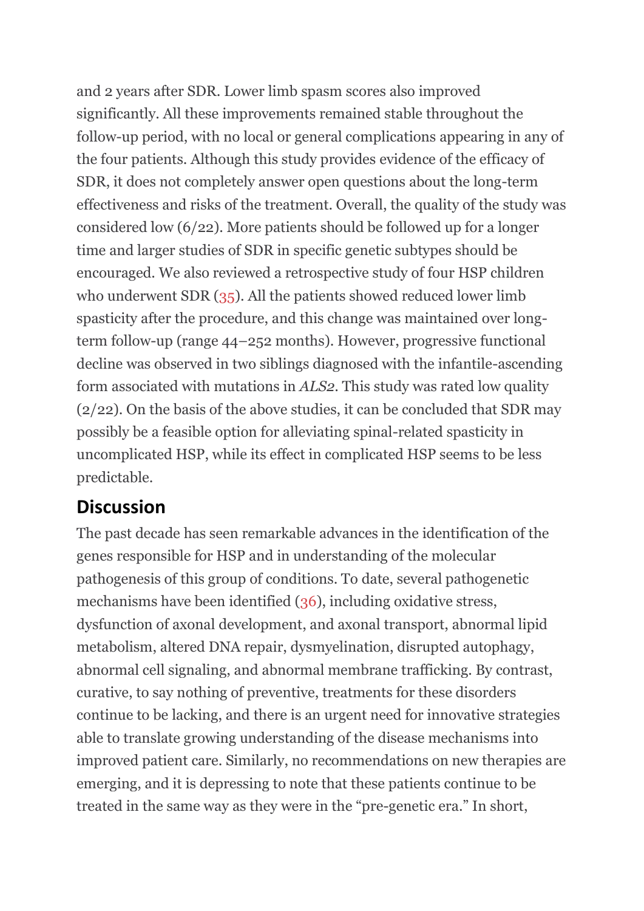and 2 years after SDR. Lower limb spasm scores also improved significantly. All these improvements remained stable throughout the follow-up period, with no local or general complications appearing in any of the four patients. Although this study provides evidence of the efficacy of SDR, it does not completely answer open questions about the long-term effectiveness and risks of the treatment. Overall, the quality of the study was considered low (6/22). More patients should be followed up for a longer time and larger studies of SDR in specific genetic subtypes should be encouraged. We also reviewed a retrospective study of four HSP children who underwent SDR (35). All the patients showed reduced lower limb spasticity after the procedure, and this change was maintained over long-term follow-up (range 44–252 months). However, progressive functional decline was observed in two siblings diagnosed with the infantile-ascending form associated with mutations in *ALS2*. This study was rated low quality (2/22). On the basis of the above studies, it can be concluded that SDR may possibly be a feasible option for alleviating spinal-related spasticity in uncomplicated HSP, while its effect in complicated HSP seems to be less predictable.

## Discussion

The past decade has seen remarkable advances in the identification of the genes responsible for HSP and in understanding of the molecular pathogenesis of this group of conditions. To date, several pathogenetic mechanisms have been identified (36), including oxidative stress, dysfunction of axonal development, and axonal transport, abnormal lipid metabolism, altered DNA repair, dysmyelination, disrupted autophagy, abnormal cell signaling, and abnormal membrane trafficking. By contrast, curative, to say nothing of preventive, treatments for these disorders continue to be lacking, and there is an urgent need for innovative strategies able to translate growing understanding of the disease mechanisms into improved patient care. Similarly, no recommendations on new therapies are emerging, and it is depressing to note that these patients continue to be treated in the same way as they were in the "pre-genetic era." In short,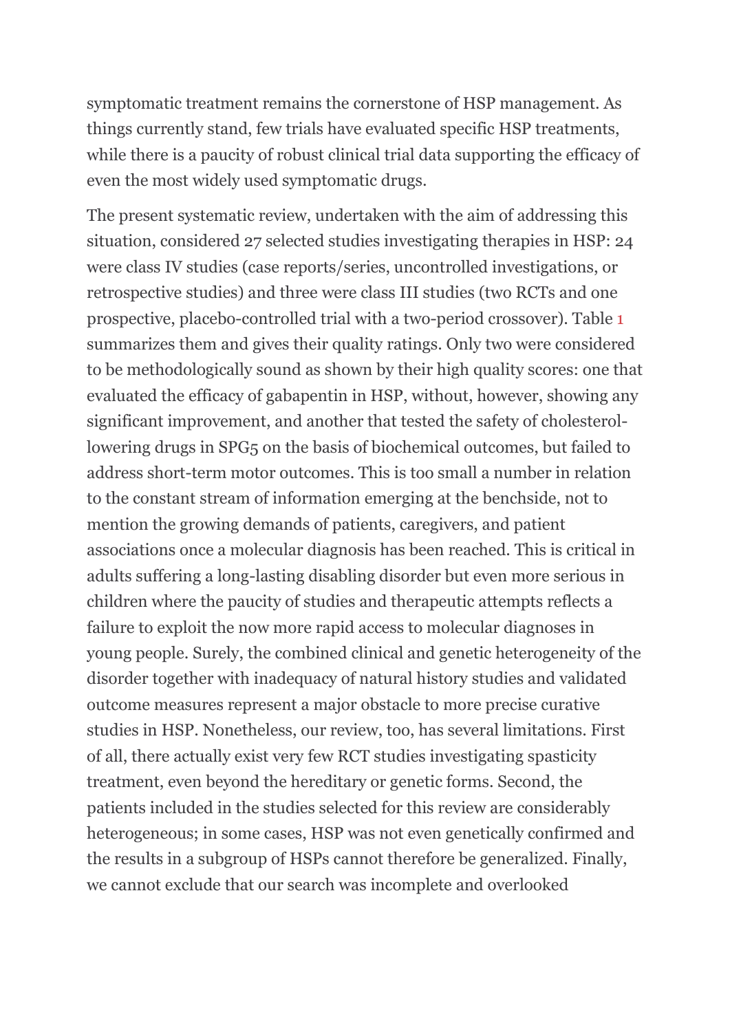symptomatic treatment remains the cornerstone of HSP management. As things currently stand, few trials have evaluated specific HSP treatments, while there is a paucity of robust clinical trial data supporting the efficacy of even the most widely used symptomatic drugs.

The present systematic review, undertaken with the aim of addressing this situation, considered 27 selected studies investigating therapies in HSP: 24 were class IV studies (case reports/series, uncontrolled investigations, or retrospective studies) and three were class III studies (two RCTs and one prospective, placebo-controlled trial with a two-period crossover). Table 1 summarizes them and gives their quality ratings. Only two were considered to be methodologically sound as shown by their high quality scores: one that evaluated the efficacy of gabapentin in HSP, without, however, showing any significant improvement, and another that tested the safety of cholesterol-lowering drugs in SPG5 on the basis of biochemical outcomes, but failed to address short-term motor outcomes. This is too small a number in relation to the constant stream of information emerging at the benchside, not to mention the growing demands of patients, caregivers, and patient associations once a molecular diagnosis has been reached. This is critical in adults suffering a long-lasting disabling disorder but even more serious in children where the paucity of studies and therapeutic attempts reflects a failure to exploit the now more rapid access to molecular diagnoses in young people. Surely, the combined clinical and genetic heterogeneity of the disorder together with inadequacy of natural history studies and validated outcome measures represent a major obstacle to more precise curative studies in HSP. Nonetheless, our review, too, has several limitations. First of all, there actually exist very few RCT studies investigating spasticity treatment, even beyond the hereditary or genetic forms. Second, the patients included in the studies selected for this review are considerably heterogeneous; in some cases, HSP was not even genetically confirmed and the results in a subgroup of HSPs cannot therefore be generalized. Finally, we cannot exclude that our search was incomplete and overlooked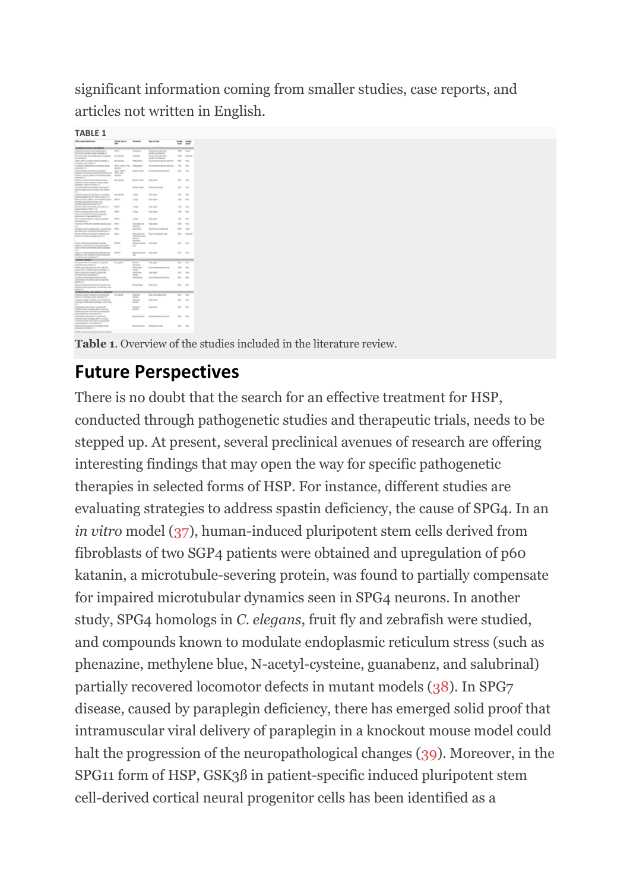significant information coming from smaller studies, case reports, and articles not written in English.

**TABLE 1**

**Table 1**. Overview of the studies included in the literature review.

## Future Perspectives

There is no doubt that the search for an effective treatment for HSP, conducted through pathogenetic studies and therapeutic trials, needs to be stepped up. At present, several preclinical avenues of research are offering interesting findings that may open the way for specific pathogenetic therapies in selected forms of HSP. For instance, different studies are evaluating strategies to address spastin deficiency, the cause of SPG4. In an *in vitro* model (37), human-induced pluripotent stem cells derived from fibroblasts of two SGP4 patients were obtained and upregulation of p60 katanin, a microtubule-severing protein, was found to partially compensate for impaired microtubular dynamics seen in SPG4 neurons. In another study, SPG4 homologs in *C. elegans*, fruit fly and zebrafish were studied, and compounds known to modulate endoplasmic reticulum stress (such as phenazine, methylene blue, N-acetyl-cysteine, guanabenz, and salubrinal) partially recovered locomotor defects in mutant models (38). In SPG7 disease, caused by paraplegin deficiency, there has emerged solid proof that intramuscular viral delivery of paraplegin in a knockout mouse model could halt the progression of the neuropathological changes (39). Moreover, in the SPG11 form of HSP, GSK3ß in patient-specific induced pluripotent stem cell-derived cortical neural progenitor cells has been identified as a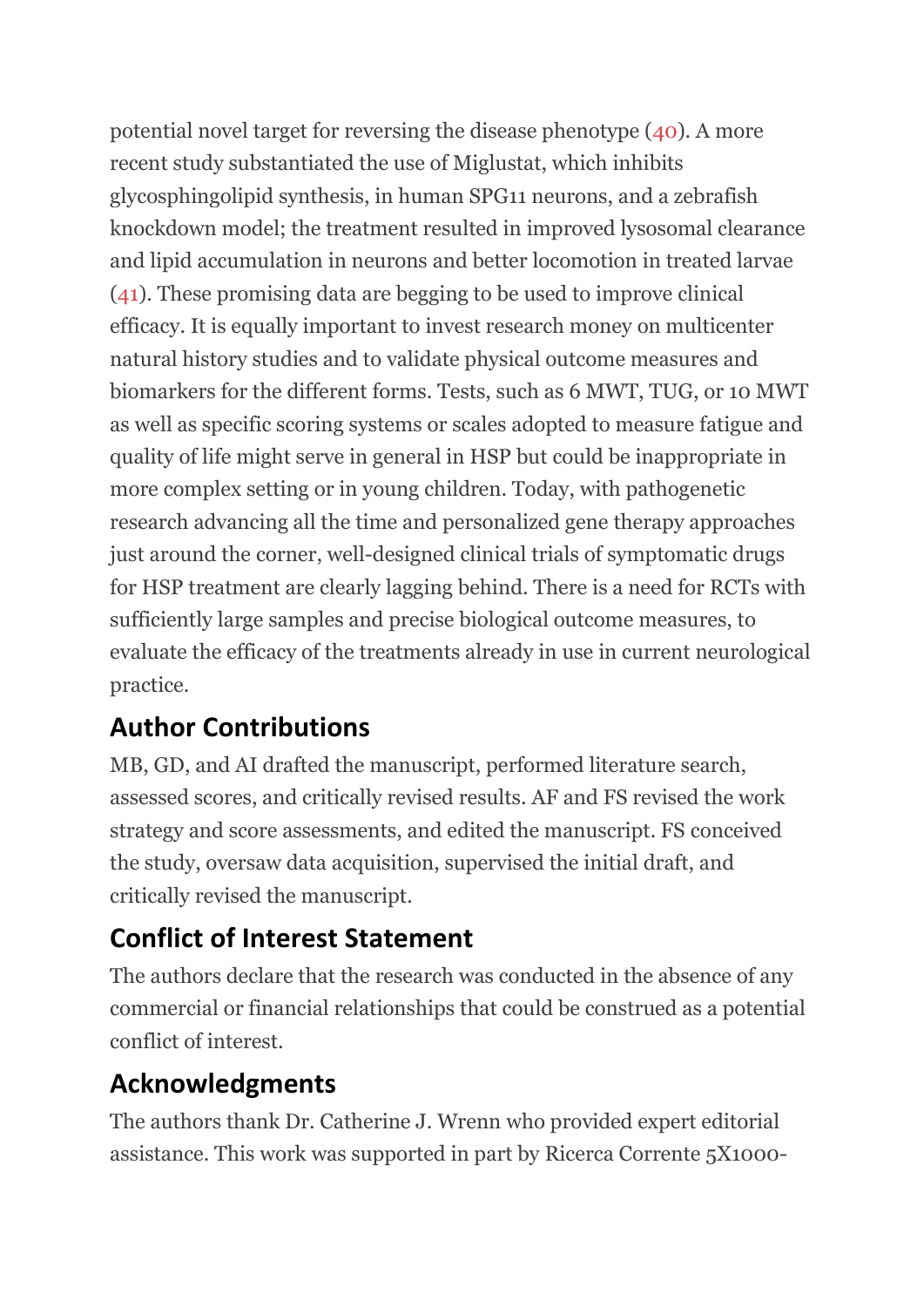potential novel target for reversing the disease phenotype (40). A more recent study substantiated the use of Miglustat, which inhibits glycosphingolipid synthesis, in human SPG11 neurons, and a zebrafish knockdown model; the treatment resulted in improved lysosomal clearance and lipid accumulation in neurons and better locomotion in treated larvae (41). These promising data are begging to be used to improve clinical efficacy. It is equally important to invest research money on multicenter natural history studies and to validate physical outcome measures and biomarkers for the different forms. Tests, such as 6 MWT, TUG, or 10 MWT as well as specific scoring systems or scales adopted to measure fatigue and quality of life might serve in general in HSP but could be inappropriate in more complex setting or in young children. Today, with pathogenetic research advancing all the time and personalized gene therapy approaches just around the corner, well-designed clinical trials of symptomatic drugs for HSP treatment are clearly lagging behind. There is a need for RCTs with sufficiently large samples and precise biological outcome measures, to evaluate the efficacy of the treatments already in use in current neurological practice.

## Author Contributions

MB, GD, and AI drafted the manuscript, performed literature search, assessed scores, and critically revised results. AF and FS revised the work strategy and score assessments, and edited the manuscript. FS conceived the study, oversaw data acquisition, supervised the initial draft, and critically revised the manuscript.

## Conflict of Interest Statement

The authors declare that the research was conducted in the absence of any commercial or financial relationships that could be construed as a potential conflict of interest.

## Acknowledgments

The authors thank Dr. Catherine J. Wrenn who provided expert editorial assistance. This work was supported in part by Ricerca Corrente 5X1000-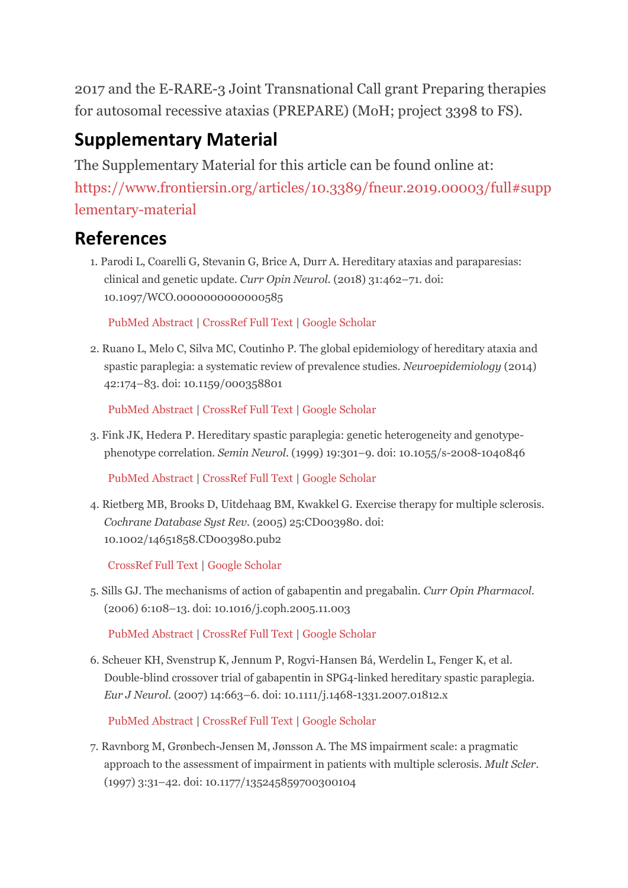2017 and the E-RARE-3 Joint Transnational Call grant Preparing therapies for autosomal recessive ataxias (PREPARE) (MoH; project 3398 to FS).

## Supplementary Material

The Supplementary Material for this article can be found online at: https://www.frontiersin.org/articles/10.3389/fneur.2019.00003/full#supplementary-material

## References

1. Parodi L, Coarelli G, Stevanin G, Brice A, Durr A. Hereditary ataxias and paraparesias: clinical and genetic update. *Curr Opin Neurol.* (2018) 31:462–71. doi: 10.1097/WCO.0000000000000585

   PubMed Abstract | CrossRef Full Text | Google Scholar

2. Ruano L, Melo C, Silva MC, Coutinho P. The global epidemiology of hereditary ataxia and spastic paraplegia: a systematic review of prevalence studies. *Neuroepidemiology* (2014) 42:174–83. doi: 10.1159/000358801

   PubMed Abstract | CrossRef Full Text | Google Scholar

3. Fink JK, Hedera P. Hereditary spastic paraplegia: genetic heterogeneity and genotype-phenotype correlation. *Semin Neurol.* (1999) 19:301–9. doi: 10.1055/s-2008-1040846

   PubMed Abstract | CrossRef Full Text | Google Scholar

4. Rietberg MB, Brooks D, Uitdehaag BM, Kwakkel G. Exercise therapy for multiple sclerosis. *Cochrane Database Syst Rev.* (2005) 25:CD003980. doi: 10.1002/14651858.CD003980.pub2

   CrossRef Full Text | Google Scholar

5. Sills GJ. The mechanisms of action of gabapentin and pregabalin. *Curr Opin Pharmacol.* (2006) 6:108–13. doi: 10.1016/j.coph.2005.11.003

   PubMed Abstract | CrossRef Full Text | Google Scholar

6. Scheuer KH, Svenstrup K, Jennum P, Rogvi-Hansen Bá, Werdelin L, Fenger K, et al. Double-blind crossover trial of gabapentin in SPG4-linked hereditary spastic paraplegia. *Eur J Neurol.* (2007) 14:663–6. doi: 10.1111/j.1468-1331.2007.01812.x

   PubMed Abstract | CrossRef Full Text | Google Scholar

7. Ravnborg M, Grønbech-Jensen M, Jønsson A. The MS impairment scale: a pragmatic approach to the assessment of impairment in patients with multiple sclerosis. *Mult Scler.* (1997) 3:31–42. doi: 10.1177/135245859700300104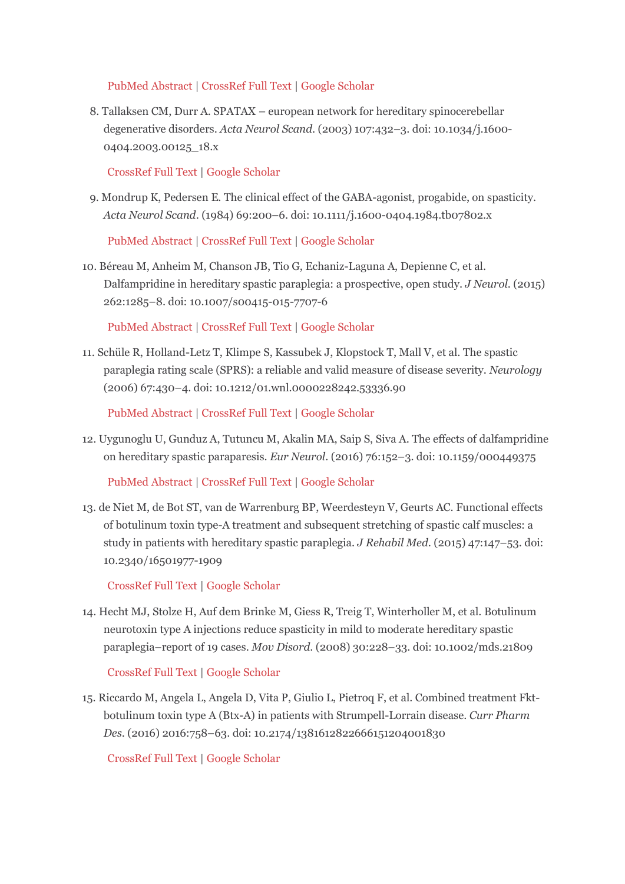PubMed Abstract | CrossRef Full Text | Google Scholar

8. Tallaksen CM, Durr A. SPATAX – european network for hereditary spinocerebellar degenerative disorders. *Acta Neurol Scand*. (2003) 107:432–3. doi: 10.1034/j.1600-0404.2003.00125_18.x

   CrossRef Full Text | Google Scholar

9. Mondrup K, Pedersen E. The clinical effect of the GABA-agonist, progabide, on spasticity. *Acta Neurol Scand*. (1984) 69:200–6. doi: 10.1111/j.1600-0404.1984.tb07802.x

   PubMed Abstract | CrossRef Full Text | Google Scholar

10. Béreau M, Anheim M, Chanson JB, Tio G, Echaniz-Laguna A, Depienne C, et al. Dalfampridine in hereditary spastic paraplegia: a prospective, open study. *J Neurol*. (2015) 262:1285–8. doi: 10.1007/s00415-015-7707-6

    PubMed Abstract | CrossRef Full Text | Google Scholar

11. Schüle R, Holland-Letz T, Klimpe S, Kassubek J, Klopstock T, Mall V, et al. The spastic paraplegia rating scale (SPRS): a reliable and valid measure of disease severity. *Neurology* (2006) 67:430–4. doi: 10.1212/01.wnl.0000228242.53336.90

    PubMed Abstract | CrossRef Full Text | Google Scholar

12. Uygunoglu U, Gunduz A, Tutuncu M, Akalin MA, Saip S, Siva A. The effects of dalfampridine on hereditary spastic paraparesis. *Eur Neurol*. (2016) 76:152–3. doi: 10.1159/000449375

    PubMed Abstract | CrossRef Full Text | Google Scholar

13. de Niet M, de Bot ST, van de Warrenburg BP, Weerdesteyn V, Geurts AC. Functional effects of botulinum toxin type-A treatment and subsequent stretching of spastic calf muscles: a study in patients with hereditary spastic paraplegia. *J Rehabil Med*. (2015) 47:147–53. doi: 10.2340/16501977-1909

    CrossRef Full Text | Google Scholar

14. Hecht MJ, Stolze H, Auf dem Brinke M, Giess R, Treig T, Winterholler M, et al. Botulinum neurotoxin type A injections reduce spasticity in mild to moderate hereditary spastic paraplegia–report of 19 cases. *Mov Disord*. (2008) 30:228–33. doi: 10.1002/mds.21809

    CrossRef Full Text | Google Scholar

15. Riccardo M, Angela L, Angela D, Vita P, Giulio L, Pietroq F, et al. Combined treatment Fkt-botulinum toxin type A (Btx-A) in patients with Strumpell-Lorrain disease. *Curr Pharm Des*. (2016) 2016:758–63. doi: 10.2174/1381612822666151204001830

    CrossRef Full Text | Google Scholar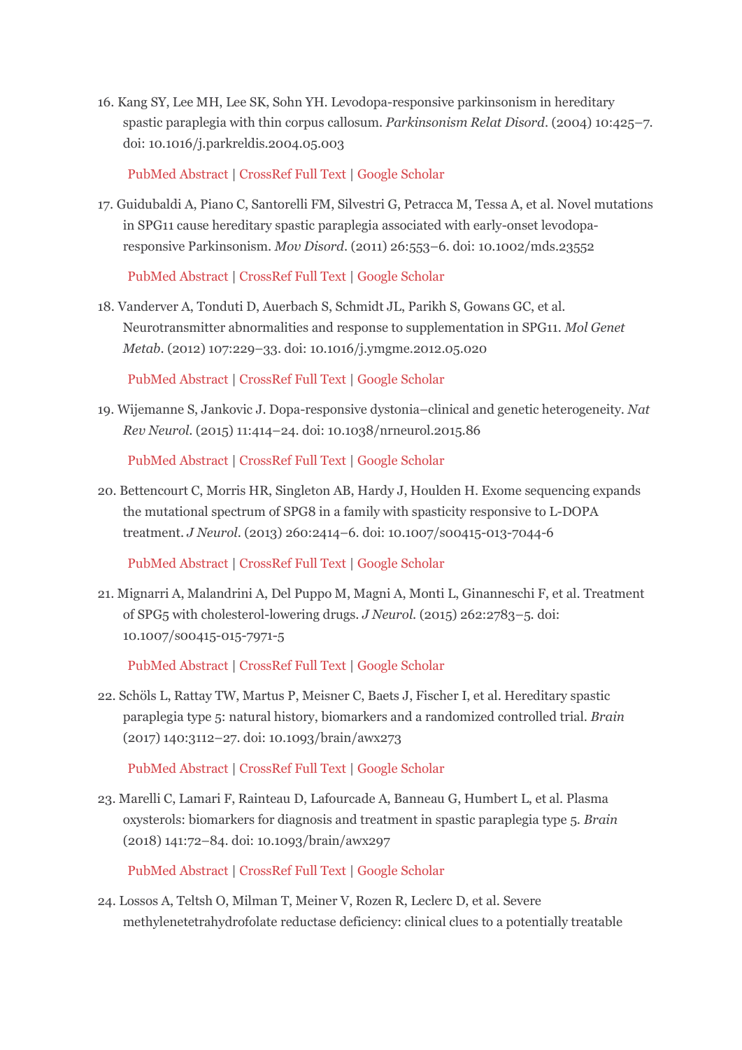16. Kang SY, Lee MH, Lee SK, Sohn YH. Levodopa-responsive parkinsonism in hereditary spastic paraplegia with thin corpus callosum. *Parkinsonism Relat Disord*. (2004) 10:425–7. doi: 10.1016/j.parkreldis.2004.05.003

    PubMed Abstract | CrossRef Full Text | Google Scholar

17. Guidubaldi A, Piano C, Santorelli FM, Silvestri G, Petracca M, Tessa A, et al. Novel mutations in SPG11 cause hereditary spastic paraplegia associated with early-onset levodopa-responsive Parkinsonism. *Mov Disord*. (2011) 26:553–6. doi: 10.1002/mds.23552

    PubMed Abstract | CrossRef Full Text | Google Scholar

18. Vanderver A, Tonduti D, Auerbach S, Schmidt JL, Parikh S, Gowans GC, et al. Neurotransmitter abnormalities and response to supplementation in SPG11. *Mol Genet Metab*. (2012) 107:229–33. doi: 10.1016/j.ymgme.2012.05.020

    PubMed Abstract | CrossRef Full Text | Google Scholar

19. Wijemanne S, Jankovic J. Dopa-responsive dystonia–clinical and genetic heterogeneity. *Nat Rev Neurol*. (2015) 11:414–24. doi: 10.1038/nrneurol.2015.86

    PubMed Abstract | CrossRef Full Text | Google Scholar

20. Bettencourt C, Morris HR, Singleton AB, Hardy J, Houlden H. Exome sequencing expands the mutational spectrum of SPG8 in a family with spasticity responsive to L-DOPA treatment. *J Neurol*. (2013) 260:2414–6. doi: 10.1007/s00415-013-7044-6

    PubMed Abstract | CrossRef Full Text | Google Scholar

21. Mignarri A, Malandrini A, Del Puppo M, Magni A, Monti L, Ginanneschi F, et al. Treatment of SPG5 with cholesterol-lowering drugs. *J Neurol*. (2015) 262:2783–5. doi: 10.1007/s00415-015-7971-5

    PubMed Abstract | CrossRef Full Text | Google Scholar

22. Schöls L, Rattay TW, Martus P, Meisner C, Baets J, Fischer I, et al. Hereditary spastic paraplegia type 5: natural history, biomarkers and a randomized controlled trial. *Brain* (2017) 140:3112–27. doi: 10.1093/brain/awx273

    PubMed Abstract | CrossRef Full Text | Google Scholar

23. Marelli C, Lamari F, Rainteau D, Lafourcade A, Banneau G, Humbert L, et al. Plasma oxysterols: biomarkers for diagnosis and treatment in spastic paraplegia type 5. *Brain* (2018) 141:72–84. doi: 10.1093/brain/awx297

    PubMed Abstract | CrossRef Full Text | Google Scholar

24. Lossos A, Teltsh O, Milman T, Meiner V, Rozen R, Leclerc D, et al. Severe methylenetetrahydrofolate reductase deficiency: clinical clues to a potentially treatable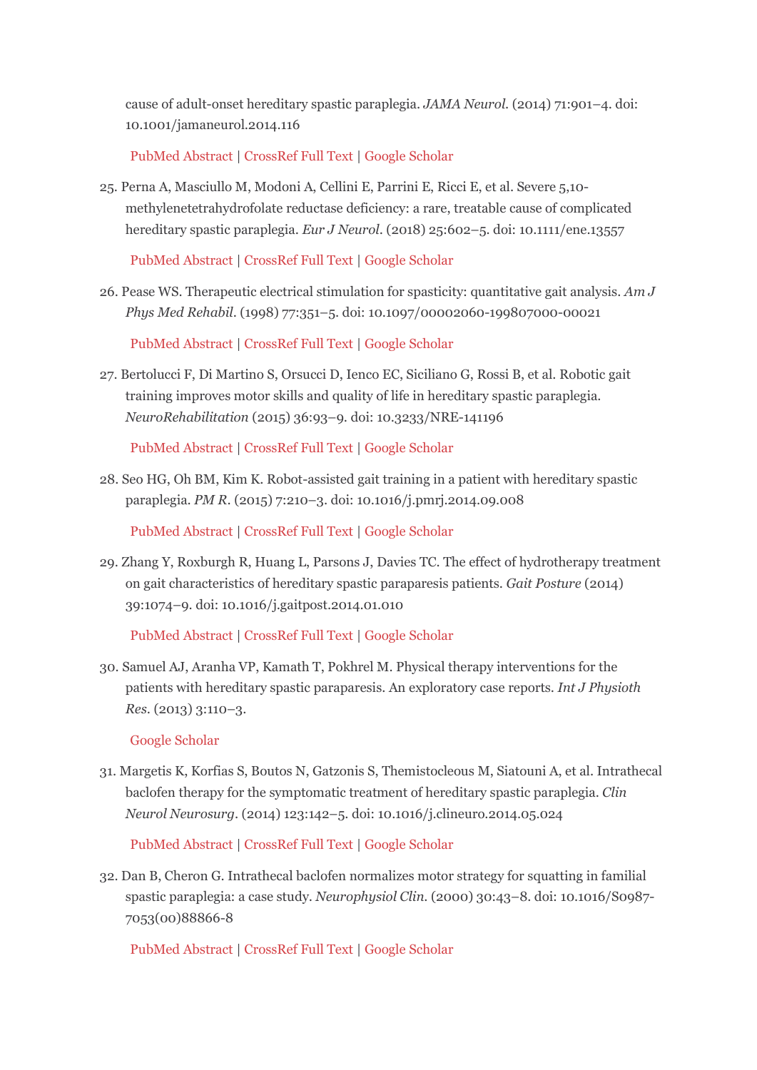cause of adult-onset hereditary spastic paraplegia. *JAMA Neurol.* (2014) 71:901–4. doi: 10.1001/jamaneurol.2014.116

PubMed Abstract | CrossRef Full Text | Google Scholar

25. Perna A, Masciullo M, Modoni A, Cellini E, Parrini E, Ricci E, et al. Severe 5,10-methylenetetrahydrofolate reductase deficiency: a rare, treatable cause of complicated hereditary spastic paraplegia. *Eur J Neurol.* (2018) 25:602–5. doi: 10.1111/ene.13557

    PubMed Abstract | CrossRef Full Text | Google Scholar

26. Pease WS. Therapeutic electrical stimulation for spasticity: quantitative gait analysis. *Am J Phys Med Rehabil.* (1998) 77:351–5. doi: 10.1097/00002060-199807000-00021

    PubMed Abstract | CrossRef Full Text | Google Scholar

27. Bertolucci F, Di Martino S, Orsucci D, Ienco EC, Siciliano G, Rossi B, et al. Robotic gait training improves motor skills and quality of life in hereditary spastic paraplegia. *NeuroRehabilitation* (2015) 36:93–9. doi: 10.3233/NRE-141196

    PubMed Abstract | CrossRef Full Text | Google Scholar

28. Seo HG, Oh BM, Kim K. Robot-assisted gait training in a patient with hereditary spastic paraplegia. *PM R.* (2015) 7:210–3. doi: 10.1016/j.pmrj.2014.09.008

    PubMed Abstract | CrossRef Full Text | Google Scholar

29. Zhang Y, Roxburgh R, Huang L, Parsons J, Davies TC. The effect of hydrotherapy treatment on gait characteristics of hereditary spastic paraparesis patients. *Gait Posture* (2014) 39:1074–9. doi: 10.1016/j.gaitpost.2014.01.010

    PubMed Abstract | CrossRef Full Text | Google Scholar

30. Samuel AJ, Aranha VP, Kamath T, Pokhrel M. Physical therapy interventions for the patients with hereditary spastic paraparesis. An exploratory case reports. *Int J Physioth Res.* (2013) 3:110–3.

    Google Scholar

31. Margetis K, Korfias S, Boutos N, Gatzonis S, Themistocleous M, Siatouni A, et al. Intrathecal baclofen therapy for the symptomatic treatment of hereditary spastic paraplegia. *Clin Neurol Neurosurg.* (2014) 123:142–5. doi: 10.1016/j.clineuro.2014.05.024

    PubMed Abstract | CrossRef Full Text | Google Scholar

32. Dan B, Cheron G. Intrathecal baclofen normalizes motor strategy for squatting in familial spastic paraplegia: a case study. *Neurophysiol Clin.* (2000) 30:43–8. doi: 10.1016/S0987-7053(00)88866-8

    PubMed Abstract | CrossRef Full Text | Google Scholar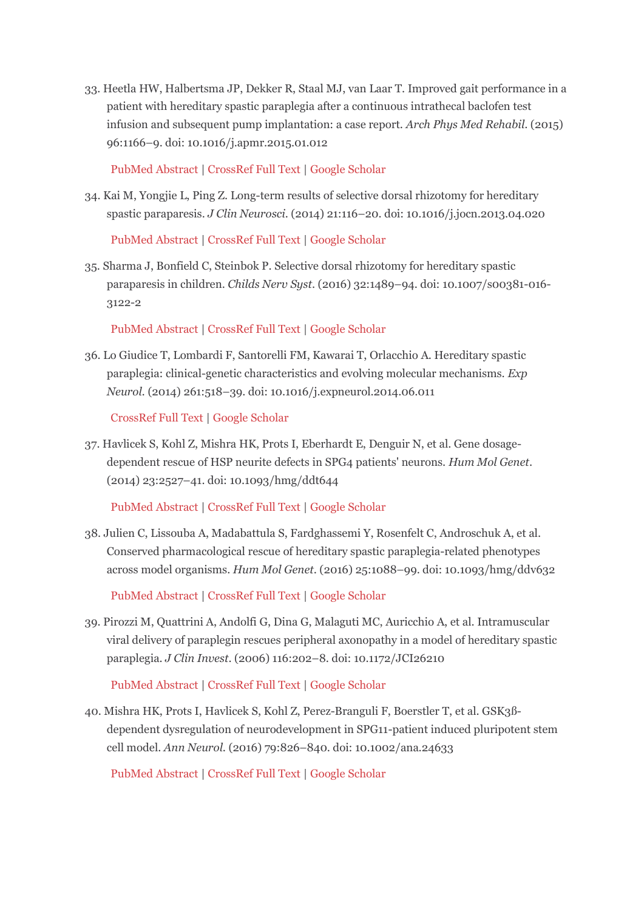33. Heetla HW, Halbertsma JP, Dekker R, Staal MJ, van Laar T. Improved gait performance in a patient with hereditary spastic paraplegia after a continuous intrathecal baclofen test infusion and subsequent pump implantation: a case report. *Arch Phys Med Rehabil*. (2015) 96:1166–9. doi: 10.1016/j.apmr.2015.01.012

    PubMed Abstract | CrossRef Full Text | Google Scholar

34. Kai M, Yongjie L, Ping Z. Long-term results of selective dorsal rhizotomy for hereditary spastic paraparesis. *J Clin Neurosci*. (2014) 21:116–20. doi: 10.1016/j.jocn.2013.04.020

    PubMed Abstract | CrossRef Full Text | Google Scholar

35. Sharma J, Bonfield C, Steinbok P. Selective dorsal rhizotomy for hereditary spastic paraparesis in children. *Childs Nerv Syst*. (2016) 32:1489–94. doi: 10.1007/s00381-016-3122-2

    PubMed Abstract | CrossRef Full Text | Google Scholar

36. Lo Giudice T, Lombardi F, Santorelli FM, Kawarai T, Orlacchio A. Hereditary spastic paraplegia: clinical-genetic characteristics and evolving molecular mechanisms. *Exp Neurol*. (2014) 261:518–39. doi: 10.1016/j.expneurol.2014.06.011

    CrossRef Full Text | Google Scholar

37. Havlicek S, Kohl Z, Mishra HK, Prots I, Eberhardt E, Denguir N, et al. Gene dosage-dependent rescue of HSP neurite defects in SPG4 patients' neurons. *Hum Mol Genet*. (2014) 23:2527–41. doi: 10.1093/hmg/ddt644

    PubMed Abstract | CrossRef Full Text | Google Scholar

38. Julien C, Lissouba A, Madabattula S, Fardghassemi Y, Rosenfelt C, Androschuk A, et al. Conserved pharmacological rescue of hereditary spastic paraplegia-related phenotypes across model organisms. *Hum Mol Genet*. (2016) 25:1088–99. doi: 10.1093/hmg/ddv632

    PubMed Abstract | CrossRef Full Text | Google Scholar

39. Pirozzi M, Quattrini A, Andolfi G, Dina G, Malaguti MC, Auricchio A, et al. Intramuscular viral delivery of paraplegin rescues peripheral axonopathy in a model of hereditary spastic paraplegia. *J Clin Invest*. (2006) 116:202–8. doi: 10.1172/JCI26210

    PubMed Abstract | CrossRef Full Text | Google Scholar

40. Mishra HK, Prots I, Havlicek S, Kohl Z, Perez-Branguli F, Boerstler T, et al. GSK3ß-dependent dysregulation of neurodevelopment in SPG11-patient induced pluripotent stem cell model. *Ann Neurol*. (2016) 79:826–840. doi: 10.1002/ana.24633

    PubMed Abstract | CrossRef Full Text | Google Scholar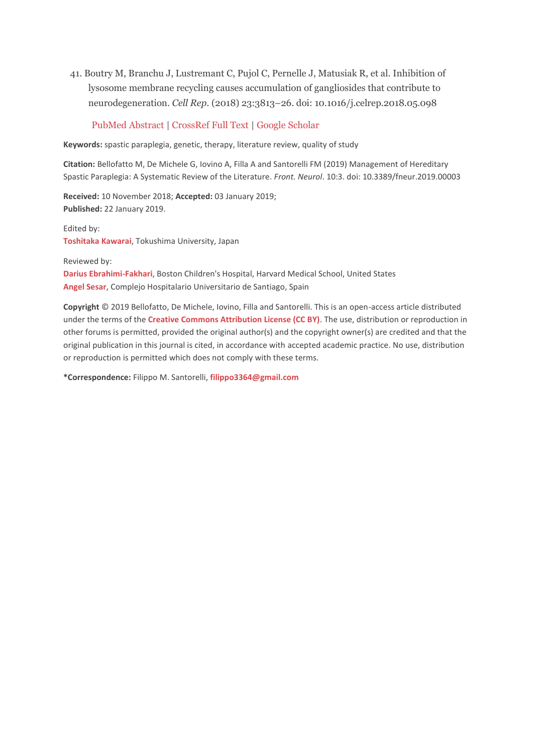41. Boutry M, Branchu J, Lustremant C, Pujol C, Pernelle J, Matusiak R, et al. Inhibition of lysosome membrane recycling causes accumulation of gangliosides that contribute to neurodegeneration. *Cell Rep.* (2018) 23:3813–26. doi: 10.1016/j.celrep.2018.05.098

PubMed Abstract | CrossRef Full Text | Google Scholar

**Keywords:** spastic paraplegia, genetic, therapy, literature review, quality of study

**Citation:** Bellofatto M, De Michele G, Iovino A, Filla A and Santorelli FM (2019) Management of Hereditary Spastic Paraplegia: A Systematic Review of the Literature. *Front. Neurol*. 10:3. doi: 10.3389/fneur.2019.00003

**Received:** 10 November 2018; **Accepted:** 03 January 2019;
**Published:** 22 January 2019.

Edited by:
**Toshitaka Kawarai**, Tokushima University, Japan

Reviewed by:
**Darius Ebrahimi-Fakhari**, Boston Children's Hospital, Harvard Medical School, United States
**Angel Sesar**, Complejo Hospitalario Universitario de Santiago, Spain

**Copyright** © 2019 Bellofatto, De Michele, Iovino, Filla and Santorelli. This is an open-access article distributed under the terms of the **Creative Commons Attribution License (CC BY)**. The use, distribution or reproduction in other forums is permitted, provided the original author(s) and the copyright owner(s) are credited and that the original publication in this journal is cited, in accordance with accepted academic practice. No use, distribution or reproduction is permitted which does not comply with these terms.

***Correspondence:** Filippo M. Santorelli, **filippo3364@gmail.com**